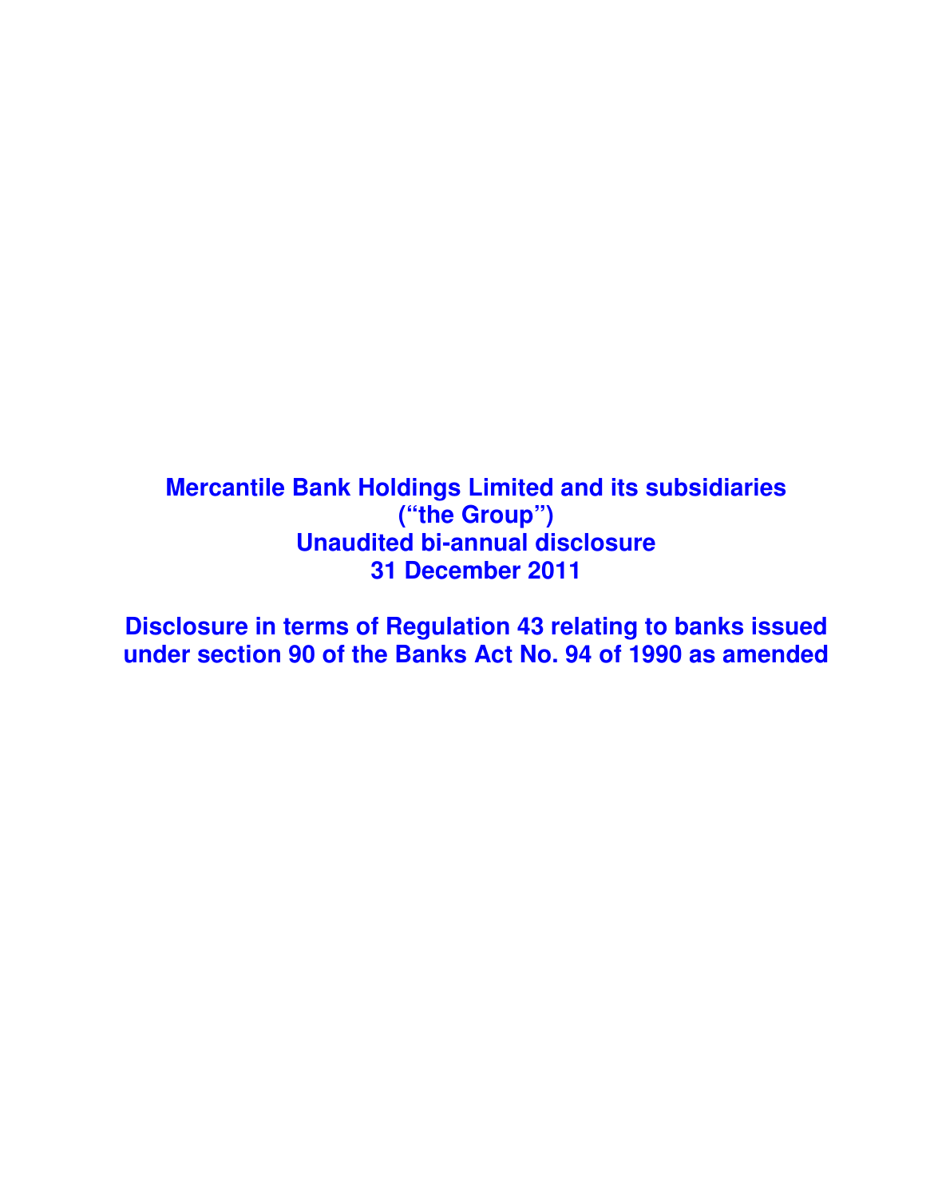# Mercantile Bank Holdings Limited and its subsidiaries
# ("the Group")
# Unaudited bi-annual disclosure
# 31 December 2011

## Disclosure in terms of Regulation 43 relating to banks issued under section 90 of the Banks Act No. 94 of 1990 as amended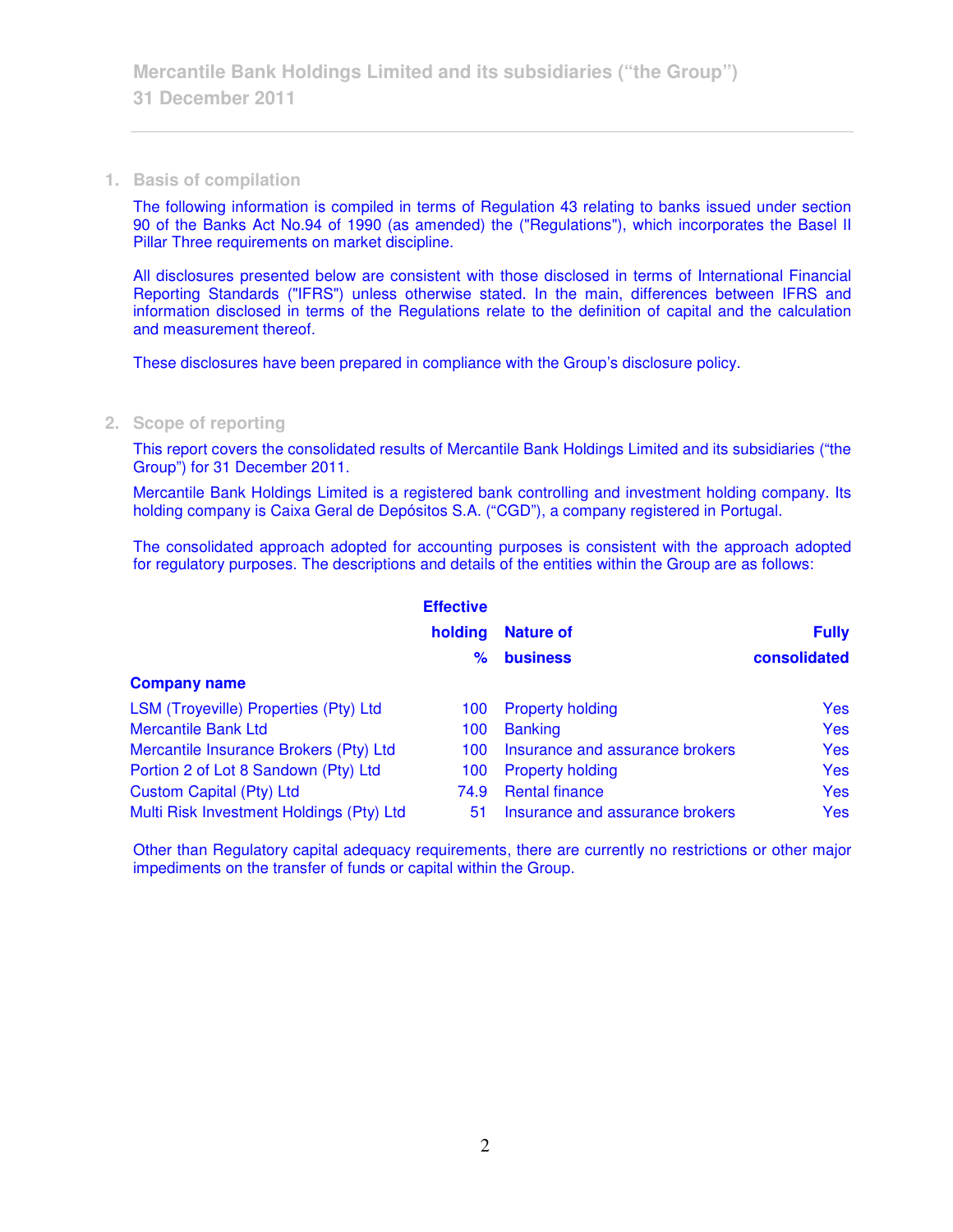## 1. Basis of compilation

The following information is compiled in terms of Regulation 43 relating to banks issued under section 90 of the Banks Act No.94 of 1990 (as amended) the ("Regulations"), which incorporates the Basel II Pillar Three requirements on market discipline.

All disclosures presented below are consistent with those disclosed in terms of International Financial Reporting Standards ("IFRS") unless otherwise stated. In the main, differences between IFRS and information disclosed in terms of the Regulations relate to the definition of capital and the calculation and measurement thereof.

These disclosures have been prepared in compliance with the Group's disclosure policy.

## 2. Scope of reporting

This report covers the consolidated results of Mercantile Bank Holdings Limited and its subsidiaries ("the Group") for 31 December 2011.

Mercantile Bank Holdings Limited is a registered bank controlling and investment holding company. Its holding company is Caixa Geral de Depósitos S.A. ("CGD"), a company registered in Portugal.

The consolidated approach adopted for accounting purposes is consistent with the approach adopted for regulatory purposes. The descriptions and details of the entities within the Group are as follows:

| Company name | Effective holding % | Nature of business | Fully consolidated |
|---|---|---|---|
| LSM (Troyeville) Properties (Pty) Ltd | 100 | Property holding | Yes |
| Mercantile Bank Ltd | 100 | Banking | Yes |
| Mercantile Insurance Brokers (Pty) Ltd | 100 | Insurance and assurance brokers | Yes |
| Portion 2 of Lot 8 Sandown (Pty) Ltd | 100 | Property holding | Yes |
| Custom Capital (Pty) Ltd | 74.9 | Rental finance | Yes |
| Multi Risk Investment Holdings (Pty) Ltd | 51 | Insurance and assurance brokers | Yes |

Other than Regulatory capital adequacy requirements, there are currently no restrictions or other major impediments on the transfer of funds or capital within the Group.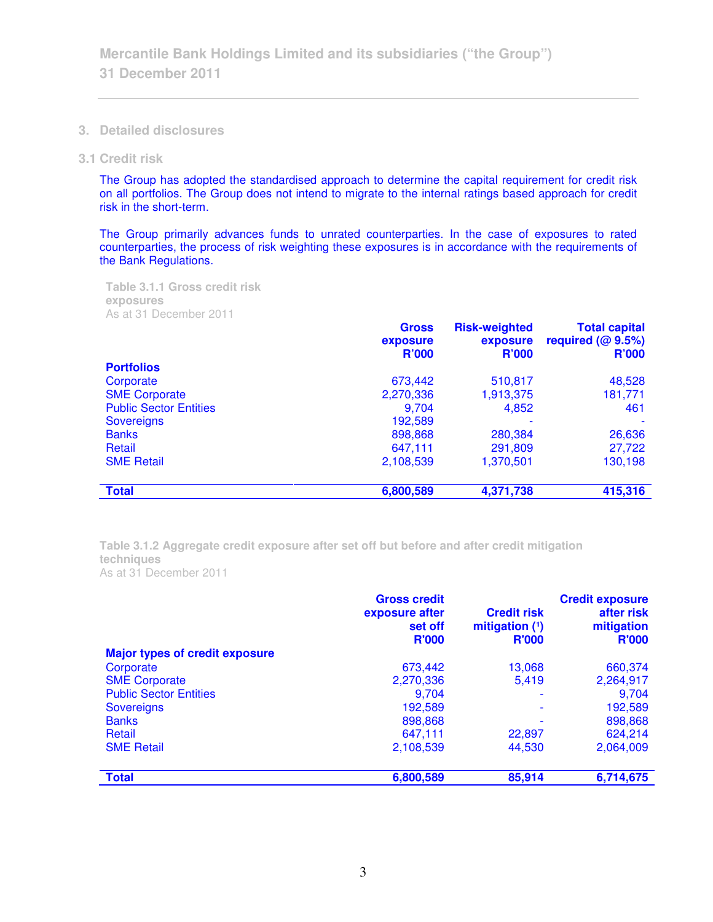## 3. Detailed disclosures

### 3.1 Credit risk

The Group has adopted the standardised approach to determine the capital requirement for credit risk on all portfolios. The Group does not intend to migrate to the internal ratings based approach for credit risk in the short-term.

The Group primarily advances funds to unrated counterparties. In the case of exposures to rated counterparties, the process of risk weighting these exposures is in accordance with the requirements of the Bank Regulations.

**Table 3.1.1 Gross credit risk exposures**
As at 31 December 2011

| | Gross exposure R'000 | Risk-weighted exposure R'000 | Total capital required (@ 9.5%) R'000 |
|---|---|---|---|
| **Portfolios** | | | |
| Corporate | 673,442 | 510,817 | 48,528 |
| SME Corporate | 2,270,336 | 1,913,375 | 181,771 |
| Public Sector Entities | 9,704 | 4,852 | 461 |
| Sovereigns | 192,589 | - | - |
| Banks | 898,868 | 280,384 | 26,636 |
| Retail | 647,111 | 291,809 | 27,722 |
| SME Retail | 2,108,539 | 1,370,501 | 130,198 |
| **Total** | **6,800,589** | **4,371,738** | **415,316** |

**Table 3.1.2 Aggregate credit exposure after set off but before and after credit mitigation techniques**
As at 31 December 2011

| | Gross credit exposure after set off R'000 | Credit risk mitigation [1] R'000 | Credit exposure after risk mitigation R'000 |
|---|---|---|---|
| **Major types of credit exposure** | | | |
| Corporate | 673,442 | 13,068 | 660,374 |
| SME Corporate | 2,270,336 | 5,419 | 2,264,917 |
| Public Sector Entities | 9,704 | - | 9,704 |
| Sovereigns | 192,589 | - | 192,589 |
| Banks | 898,868 | - | 898,868 |
| Retail | 647,111 | 22,897 | 624,214 |
| SME Retail | 2,108,539 | 44,530 | 2,064,009 |
| **Total** | **6,800,589** | **85,914** | **6,714,675** |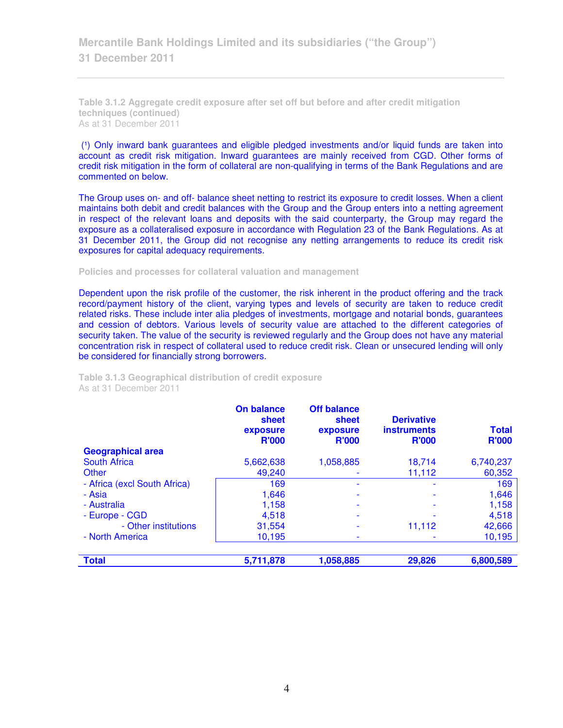**Table 3.1.2 Aggregate credit exposure after set off but before and after credit mitigation techniques (continued)**
As at 31 December 2011

(1) Only inward bank guarantees and eligible pledged investments and/or liquid funds are taken into account as credit risk mitigation. Inward guarantees are mainly received from CGD. Other forms of credit risk mitigation in the form of collateral are non-qualifying in terms of the Bank Regulations and are commented on below.

The Group uses on- and off- balance sheet netting to restrict its exposure to credit losses. When a client maintains both debit and credit balances with the Group and the Group enters into a netting agreement in respect of the relevant loans and deposits with the said counterparty, the Group may regard the exposure as a collateralised exposure in accordance with Regulation 23 of the Bank Regulations. As at 31 December 2011, the Group did not recognise any netting arrangements to reduce its credit risk exposures for capital adequacy requirements.

**Policies and processes for collateral valuation and management**

Dependent upon the risk profile of the customer, the risk inherent in the product offering and the track record/payment history of the client, varying types and levels of security are taken to reduce credit related risks. These include inter alia pledges of investments, mortgage and notarial bonds, guarantees and cession of debtors. Various levels of security value are attached to the different categories of security taken. The value of the security is reviewed regularly and the Group does not have any material concentration risk in respect of collateral used to reduce credit risk. Clean or unsecured lending will only be considered for financially strong borrowers.

**Table 3.1.3 Geographical distribution of credit exposure**
As at 31 December 2011

| | On balance sheet exposure R'000 | Off balance sheet exposure R'000 | Derivative instruments R'000 | Total R'000 |
|---|---|---|---|---|
| **Geographical area** | | | | |
| South Africa | 5,662,638 | 1,058,885 | 18,714 | 6,740,237 |
| Other | 49,240 | - | 11,112 | 60,352 |
| - Africa (excl South Africa) | 169 | - | - | 169 |
| - Asia | 1,646 | - | - | 1,646 |
| - Australia | 1,158 | - | - | 1,158 |
| - Europe - CGD | 4,518 | - | - | 4,518 |
| - Other institutions | 31,554 | - | 11,112 | 42,666 |
| - North America | 10,195 | - | - | 10,195 |
| **Total** | **5,711,878** | **1,058,885** | **29,826** | **6,800,589** |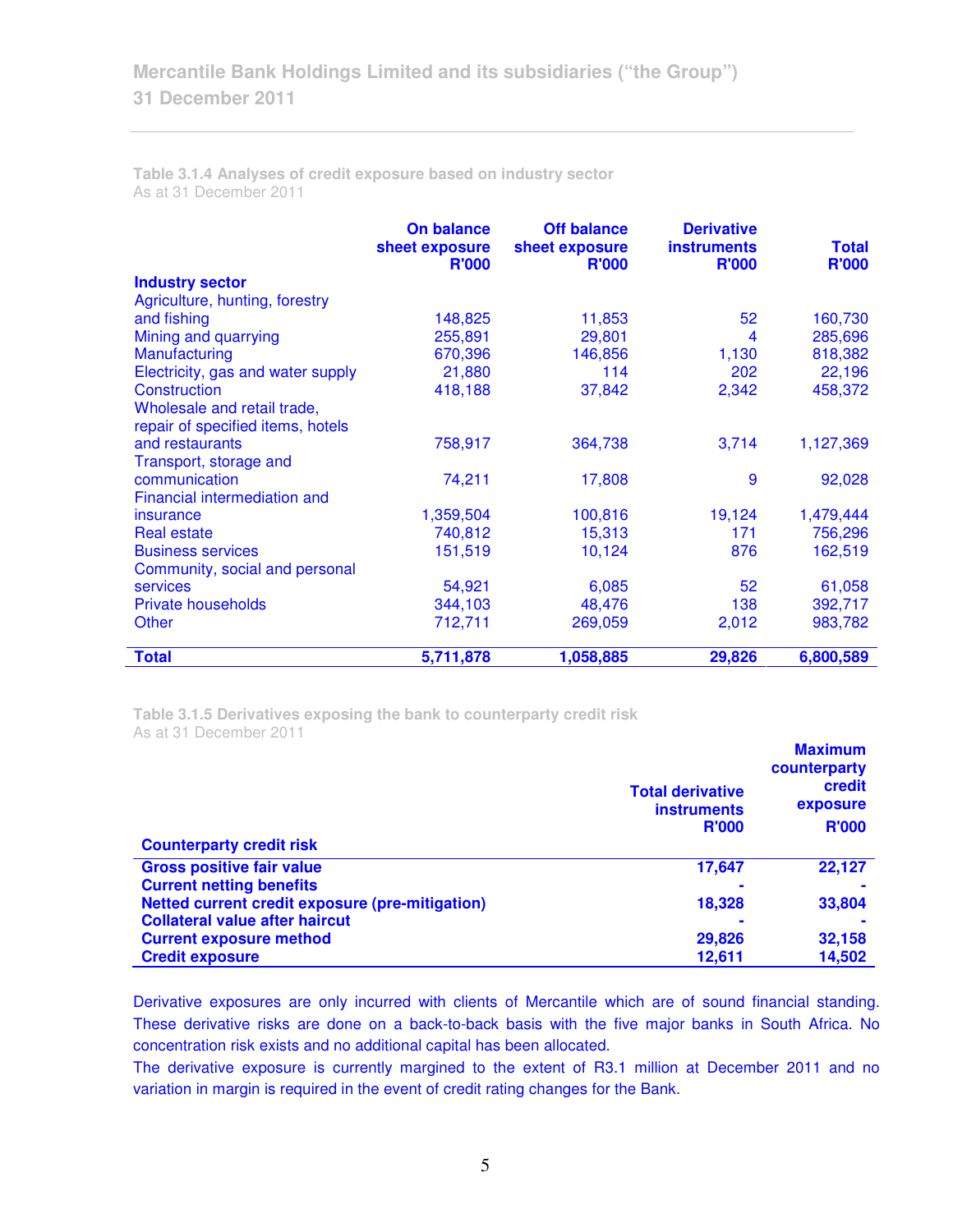### Table 3.1.4 Analyses of credit exposure based on industry sector

As at 31 December 2011

| Industry sector | On balance sheet exposure R'000 | Off balance sheet exposure R'000 | Derivative instruments R'000 | Total R'000 |
|---|---|---|---|---|
| Agriculture, hunting, forestry and fishing | 148,825 | 11,853 | 52 | 160,730 |
| Mining and quarrying | 255,891 | 29,801 | 4 | 285,696 |
| Manufacturing | 670,396 | 146,856 | 1,130 | 818,382 |
| Electricity, gas and water supply | 21,880 | 114 | 202 | 22,196 |
| Construction | 418,188 | 37,842 | 2,342 | 458,372 |
| Wholesale and retail trade, repair of specified items, hotels and restaurants | 758,917 | 364,738 | 3,714 | 1,127,369 |
| Transport, storage and communication | 74,211 | 17,808 | 9 | 92,028 |
| Financial intermediation and insurance | 1,359,504 | 100,816 | 19,124 | 1,479,444 |
| Real estate | 740,812 | 15,313 | 171 | 756,296 |
| Business services | 151,519 | 10,124 | 876 | 162,519 |
| Community, social and personal services | 54,921 | 6,085 | 52 | 61,058 |
| Private households | 344,103 | 48,476 | 138 | 392,717 |
| Other | 712,711 | 269,059 | 2,012 | 983,782 |
| **Total** | **5,711,878** | **1,058,885** | **29,826** | **6,800,589** |

### Table 3.1.5 Derivatives exposing the bank to counterparty credit risk

As at 31 December 2011

| Counterparty credit risk | Total derivative instruments R'000 | Maximum counterparty credit exposure R'000 |
|---|---|---|
| **Gross positive fair value** | **17,647** | **22,127** |
| **Current netting benefits** | **-** | **-** |
| **Netted current credit exposure (pre-mitigation)** | **18,328** | **33,804** |
| **Collateral value after haircut** | **-** | **-** |
| **Current exposure method** | **29,826** | **32,158** |
| **Credit exposure** | **12,611** | **14,502** |

Derivative exposures are only incurred with clients of Mercantile which are of sound financial standing. These derivative risks are done on a back-to-back basis with the five major banks in South Africa. No concentration risk exists and no additional capital has been allocated.

The derivative exposure is currently margined to the extent of R3.1 million at December 2011 and no variation in margin is required in the event of credit rating changes for the Bank.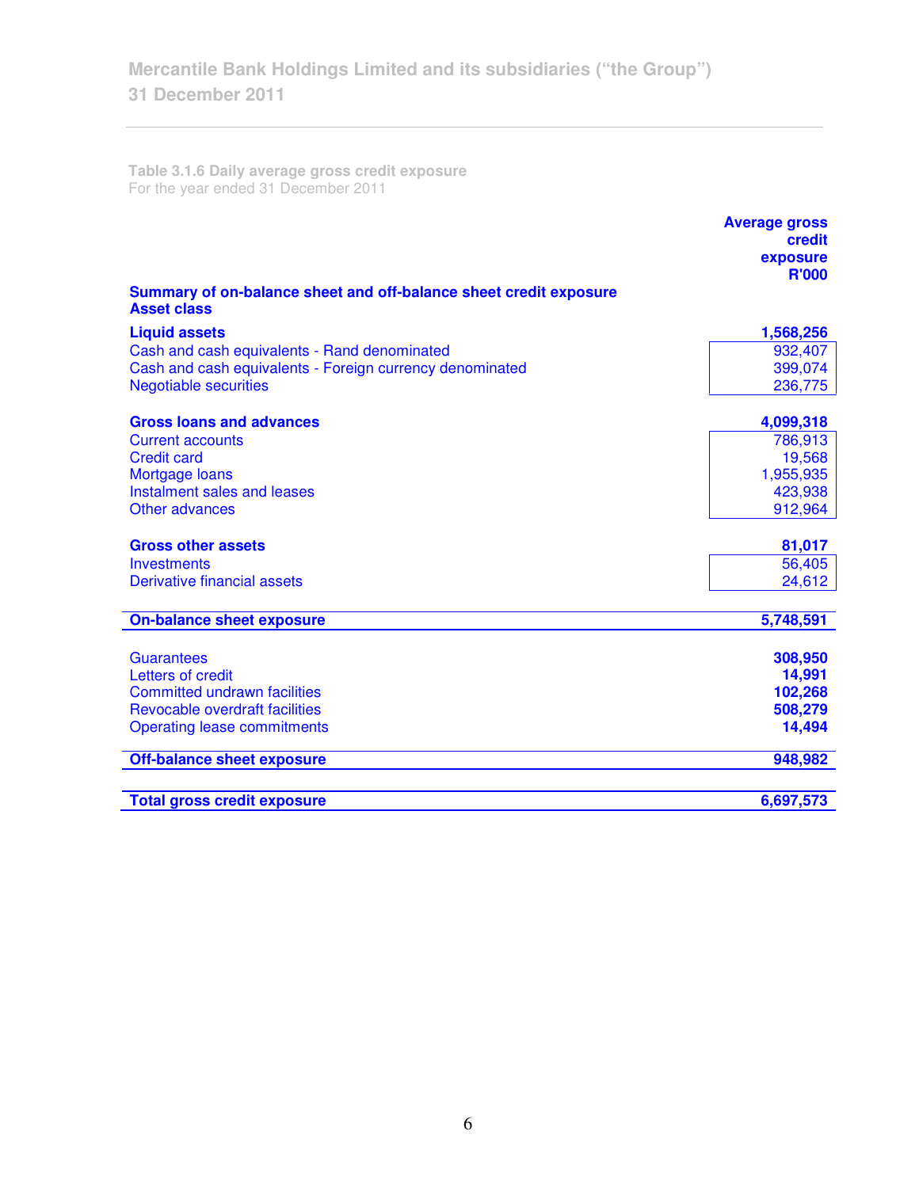**Table 3.1.6 Daily average gross credit exposure**
For the year ended 31 December 2011

| Summary of on-balance sheet and off-balance sheet credit exposure<br>Asset class | Average gross credit exposure R'000 |
|---|---|
| **Liquid assets** | **1,568,256** |
| Cash and cash equivalents - Rand denominated | 932,407 |
| Cash and cash equivalents - Foreign currency denominated | 399,074 |
| Negotiable securities | 236,775 |
| | |
| **Gross loans and advances** | **4,099,318** |
| Current accounts | 786,913 |
| Credit card | 19,568 |
| Mortgage loans | 1,955,935 |
| Instalment sales and leases | 423,938 |
| Other advances | 912,964 |
| | |
| **Gross other assets** | **81,017** |
| Investments | 56,405 |
| Derivative financial assets | 24,612 |
| | |
| **On-balance sheet exposure** | **5,748,591** |
| | |
| Guarantees | **308,950** |
| Letters of credit | **14,991** |
| Committed undrawn facilities | **102,268** |
| Revocable overdraft facilities | **508,279** |
| Operating lease commitments | **14,494** |
| | |
| **Off-balance sheet exposure** | **948,982** |
| | |
| **Total gross credit exposure** | **6,697,573** |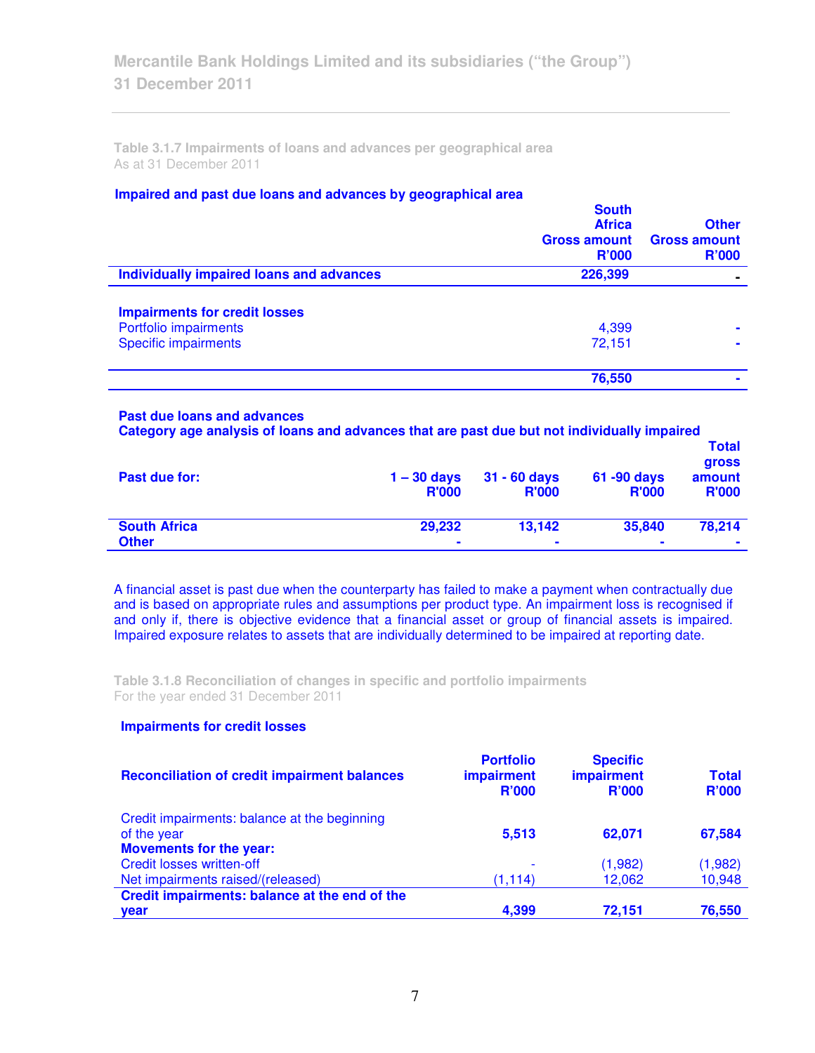**Table 3.1.7 Impairments of loans and advances per geographical area**
As at 31 December 2011

**Impaired and past due loans and advances by geographical area**

| | South Africa Gross amount R'000 | Other Gross amount R'000 |
|---|---|---|
| **Individually impaired loans and advances** | **226,399** | **-** |
| | | |
| **Impairments for credit losses** | | |
| Portfolio impairments | 4,399 | - |
| Specific impairments | 72,151 | - |
| | **76,550** | **-** |

**Past due loans and advances**
**Category age analysis of loans and advances that are past due but not individually impaired**

| Past due for: | 1 – 30 days R'000 | 31 - 60 days R'000 | 61 -90 days R'000 | Total gross amount R'000 |
|---|---|---|---|---|
| **South Africa** | **29,232** | **13,142** | **35,840** | **78,214** |
| **Other** | **-** | **-** | **-** | **-** |

A financial asset is past due when the counterparty has failed to make a payment when contractually due and is based on appropriate rules and assumptions per product type. An impairment loss is recognised if and only if, there is objective evidence that a financial asset or group of financial assets is impaired. Impaired exposure relates to assets that are individually determined to be impaired at reporting date.

**Table 3.1.8 Reconciliation of changes in specific and portfolio impairments**
For the year ended 31 December 2011

**Impairments for credit losses**

| Reconciliation of credit impairment balances | Portfolio impairment R'000 | Specific impairment R'000 | Total R'000 |
|---|---|---|---|
| Credit impairments: balance at the beginning of the year | **5,513** | **62,071** | **67,584** |
| **Movements for the year:** | | | |
| Credit losses written-off | - | (1,982) | (1,982) |
| Net impairments raised/(released) | (1,114) | 12,062 | 10,948 |
| **Credit impairments: balance at the end of the year** | **4,399** | **72,151** | **76,550** |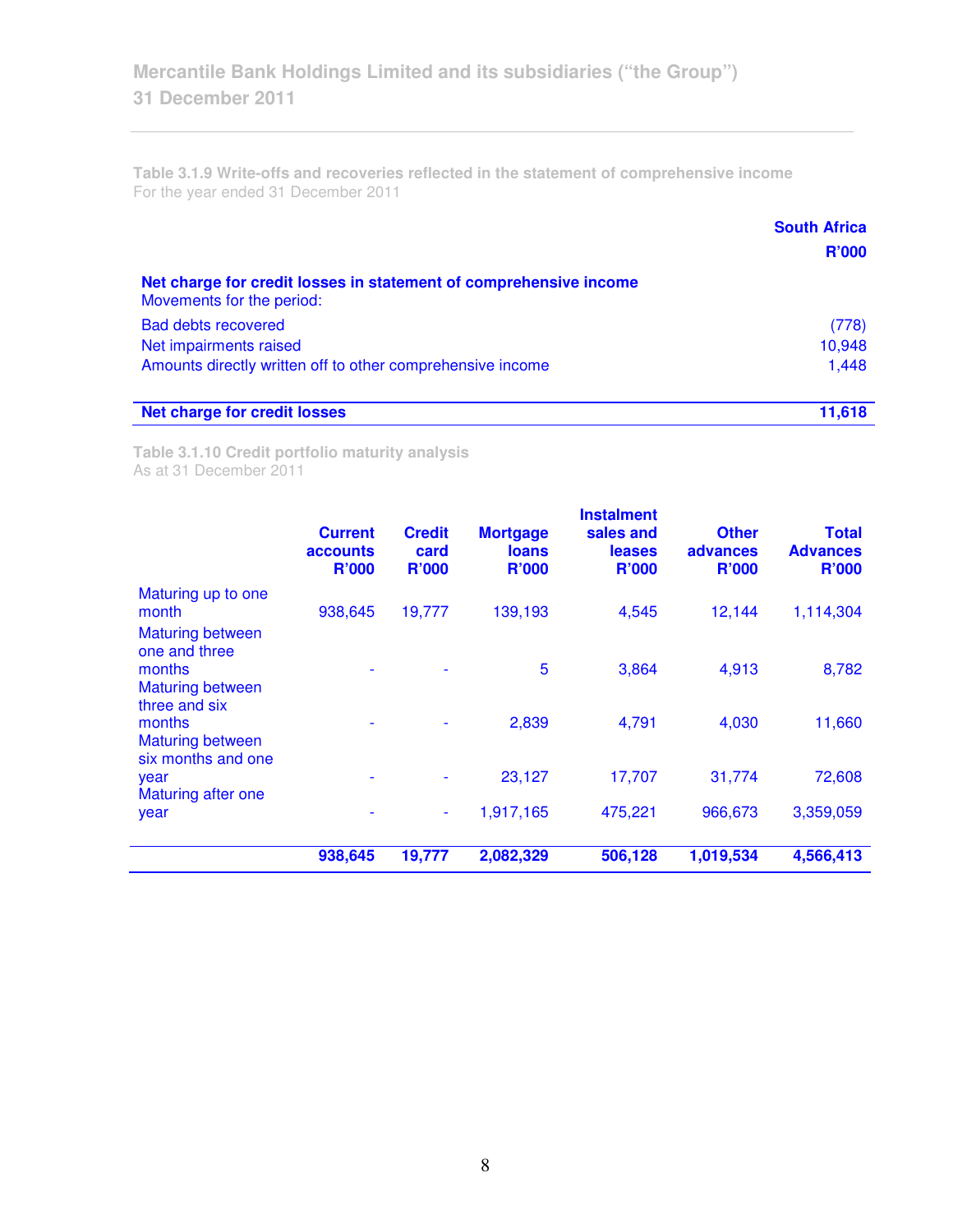**Table 3.1.9 Write-offs and recoveries reflected in the statement of comprehensive income**
For the year ended 31 December 2011

| | South Africa R'000 |
|---|---:|
| **Net charge for credit losses in statement of comprehensive income** | |
| Movements for the period: | |
| Bad debts recovered | (778) |
| Net impairments raised | 10,948 |
| Amounts directly written off to other comprehensive income | 1,448 |
| **Net charge for credit losses** | **11,618** |

**Table 3.1.10 Credit portfolio maturity analysis**
As at 31 December 2011

| | Current accounts R'000 | Credit card R'000 | Mortgage loans R'000 | Instalment sales and leases R'000 | Other advances R'000 | Total Advances R'000 |
|---|---:|---:|---:|---:|---:|---:|
| Maturing up to one month | 938,645 | 19,777 | 139,193 | 4,545 | 12,144 | 1,114,304 |
| Maturing between one and three months | - | - | 5 | 3,864 | 4,913 | 8,782 |
| Maturing between three and six months | - | - | 2,839 | 4,791 | 4,030 | 11,660 |
| Maturing between six months and one year | - | - | 23,127 | 17,707 | 31,774 | 72,608 |
| Maturing after one year | - | - | 1,917,165 | 475,221 | 966,673 | 3,359,059 |
| | **938,645** | **19,777** | **2,082,329** | **506,128** | **1,019,534** | **4,566,413** |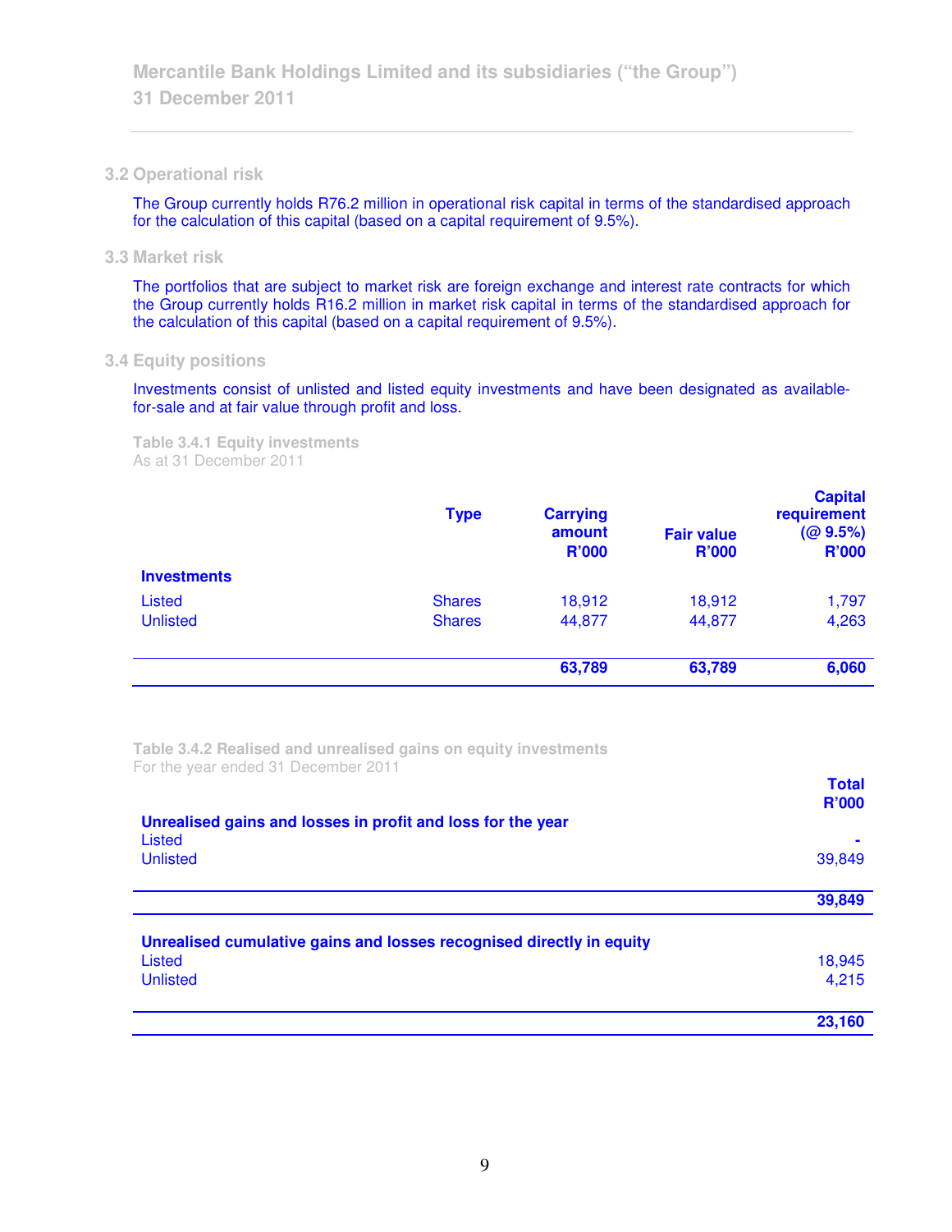## 3.2 Operational risk

The Group currently holds R76.2 million in operational risk capital in terms of the standardised approach for the calculation of this capital (based on a capital requirement of 9.5%).

## 3.3 Market risk

The portfolios that are subject to market risk are foreign exchange and interest rate contracts for which the Group currently holds R16.2 million in market risk capital in terms of the standardised approach for the calculation of this capital (based on a capital requirement of 9.5%).

## 3.4 Equity positions

Investments consist of unlisted and listed equity investments and have been designated as available-for-sale and at fair value through profit and loss.

**Table 3.4.1 Equity investments**
As at 31 December 2011

| | Type | Carrying amount R'000 | Fair value R'000 | Capital requirement (@ 9.5%) R'000 |
|---|---|---|---|---|
| **Investments** | | | | |
| Listed | Shares | 18,912 | 18,912 | 1,797 |
| Unlisted | Shares | 44,877 | 44,877 | 4,263 |
| | | **63,789** | **63,789** | **6,060** |

**Table 3.4.2 Realised and unrealised gains on equity investments**
For the year ended 31 December 2011

| | Total R'000 |
|---|---|
| **Unrealised gains and losses in profit and loss for the year** | |
| Listed | - |
| Unlisted | 39,849 |
| | **39,849** |
| **Unrealised cumulative gains and losses recognised directly in equity** | |
| Listed | 18,945 |
| Unlisted | 4,215 |
| | **23,160** |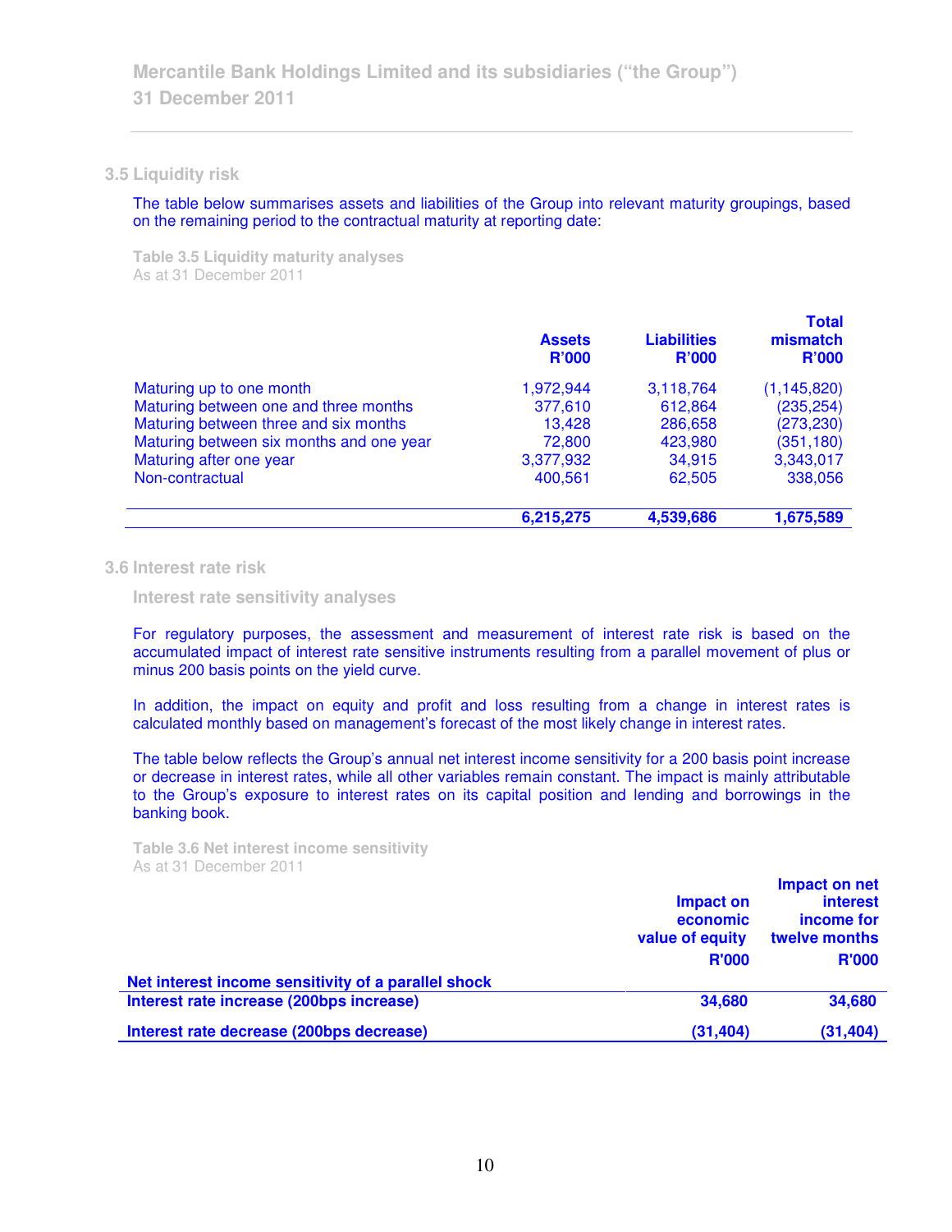## 3.5 Liquidity risk

The table below summarises assets and liabilities of the Group into relevant maturity groupings, based on the remaining period to the contractual maturity at reporting date:

**Table 3.5 Liquidity maturity analyses**
As at 31 December 2011

| | Assets R'000 | Liabilities R'000 | Total mismatch R'000 |
|---|---|---|---|
| Maturing up to one month | 1,972,944 | 3,118,764 | (1,145,820) |
| Maturing between one and three months | 377,610 | 612,864 | (235,254) |
| Maturing between three and six months | 13,428 | 286,658 | (273,230) |
| Maturing between six months and one year | 72,800 | 423,980 | (351,180) |
| Maturing after one year | 3,377,932 | 34,915 | 3,343,017 |
| Non-contractual | 400,561 | 62,505 | 338,056 |
| | **6,215,275** | **4,539,686** | **1,675,589** |

## 3.6 Interest rate risk

### Interest rate sensitivity analyses

For regulatory purposes, the assessment and measurement of interest rate risk is based on the accumulated impact of interest rate sensitive instruments resulting from a parallel movement of plus or minus 200 basis points on the yield curve.

In addition, the impact on equity and profit and loss resulting from a change in interest rates is calculated monthly based on management's forecast of the most likely change in interest rates.

The table below reflects the Group's annual net interest income sensitivity for a 200 basis point increase or decrease in interest rates, while all other variables remain constant. The impact is mainly attributable to the Group's exposure to interest rates on its capital position and lending and borrowings in the banking book.

**Table 3.6 Net interest income sensitivity**
As at 31 December 2011

| | Impact on economic value of equity R'000 | Impact on net interest income for twelve months R'000 |
|---|---|---|
| **Net interest income sensitivity of a parallel shock** | | |
| **Interest rate increase (200bps increase)** | **34,680** | **34,680** |
| **Interest rate decrease (200bps decrease)** | **(31,404)** | **(31,404)** |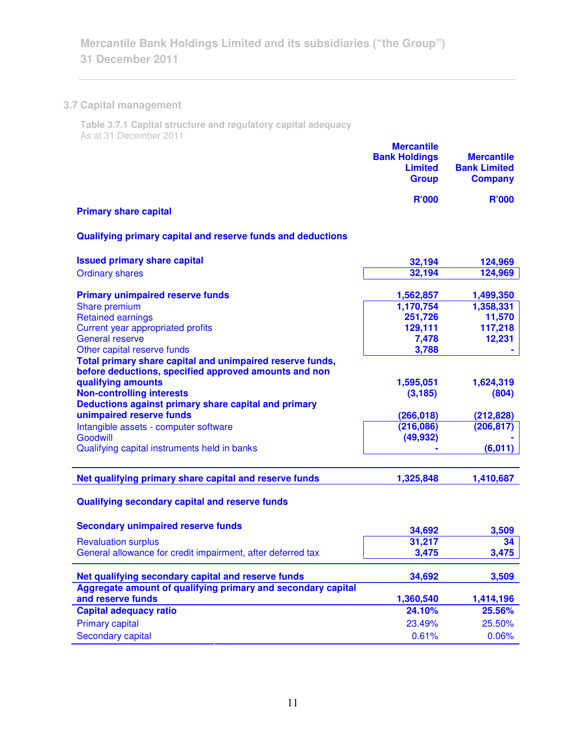## 3.7 Capital management

**Table 3.7.1 Capital structure and regulatory capital adequacy**
As at 31 December 2011

| | Mercantile Bank Holdings Limited Group | Mercantile Bank Limited Company |
|---|---|---|
| | **R'000** | **R'000** |
| **Primary share capital** | | |
| **Qualifying primary capital and reserve funds and deductions** | | |
| **Issued primary share capital** | **32,194** | **124,969** |
| Ordinary shares | 32,194 | 124,969 |
| **Primary unimpaired reserve funds** | **1,562,857** | **1,499,350** |
| Share premium | 1,170,754 | 1,358,331 |
| Retained earnings | 251,726 | 11,570 |
| Current year appropriated profits | 129,111 | 117,218 |
| General reserve | 7,478 | 12,231 |
| Other capital reserve funds | 3,788 | - |
| **Total primary share capital and unimpaired reserve funds, before deductions, specified approved amounts and non qualifying amounts** | **1,595,051** | **1,624,319** |
| **Non-controlling interests** | **(3,185)** | **(804)** |
| **Deductions against primary share capital and primary unimpaired reserve funds** | **(266,018)** | **(212,828)** |
| Intangible assets - computer software | (216,086) | (206,817) |
| Goodwill | (49,932) | - |
| Qualifying capital instruments held in banks | - | (6,011) |
| **Net qualifying primary share capital and reserve funds** | **1,325,848** | **1,410,687** |
| **Qualifying secondary capital and reserve funds** | | |
| **Secondary unimpaired reserve funds** | **34,692** | **3,509** |
| Revaluation surplus | 31,217 | 34 |
| General allowance for credit impairment, after deferred tax | 3,475 | 3,475 |
| **Net qualifying secondary capital and reserve funds** | **34,692** | **3,509** |
| **Aggregate amount of qualifying primary and secondary capital and reserve funds** | **1,360,540** | **1,414,196** |
| **Capital adequacy ratio** | **24.10%** | **25.56%** |
| Primary capital | 23.49% | 25.50% |
| Secondary capital | 0.61% | 0.06% |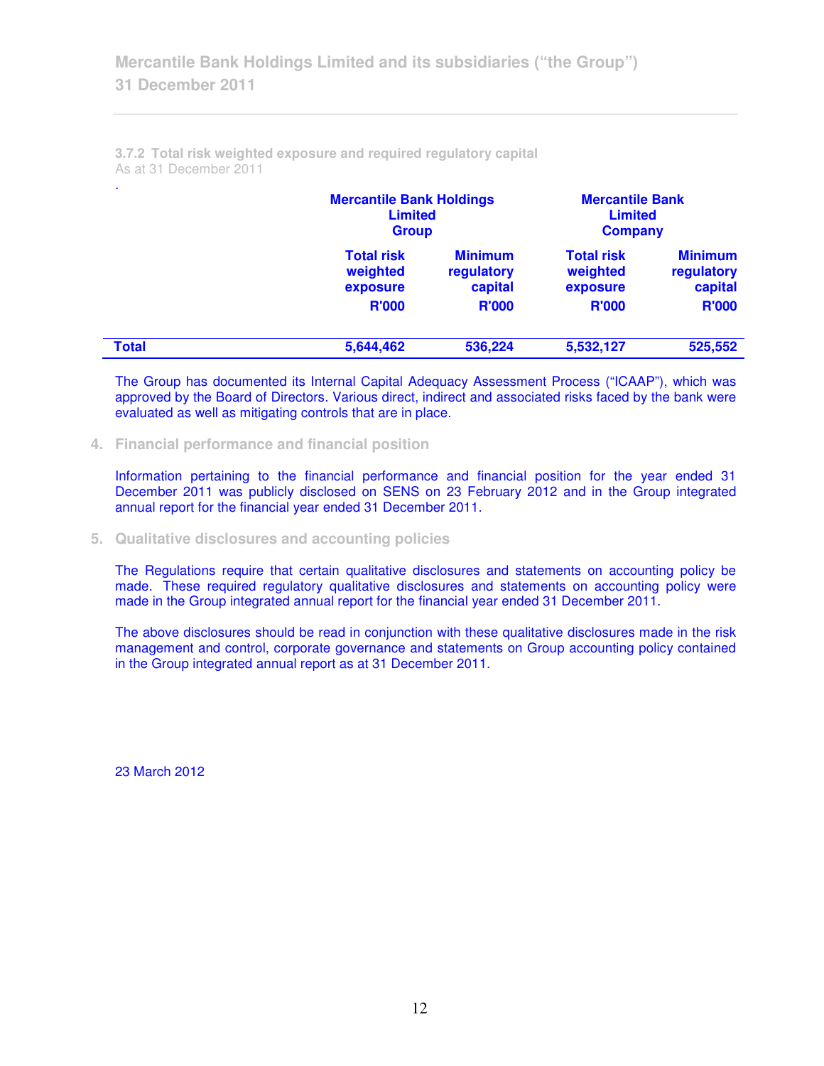#### 3.7.2 Total risk weighted exposure and required regulatory capital

As at 31 December 2011

| | Mercantile Bank Holdings Limited Group | | Mercantile Bank Limited Company | |
|---|---|---|---|---|
| | Total risk weighted exposure R'000 | Minimum regulatory capital R'000 | Total risk weighted exposure R'000 | Minimum regulatory capital R'000 |
| **Total** | **5,644,462** | **536,224** | **5,532,127** | **525,552** |

The Group has documented its Internal Capital Adequacy Assessment Process ("ICAAP"), which was approved by the Board of Directors. Various direct, indirect and associated risks faced by the bank were evaluated as well as mitigating controls that are in place.

## 4. Financial performance and financial position

Information pertaining to the financial performance and financial position for the year ended 31 December 2011 was publicly disclosed on SENS on 23 February 2012 and in the Group integrated annual report for the financial year ended 31 December 2011.

## 5. Qualitative disclosures and accounting policies

The Regulations require that certain qualitative disclosures and statements on accounting policy be made. These required regulatory qualitative disclosures and statements on accounting policy were made in the Group integrated annual report for the financial year ended 31 December 2011.

The above disclosures should be read in conjunction with these qualitative disclosures made in the risk management and control, corporate governance and statements on Group accounting policy contained in the Group integrated annual report as at 31 December 2011.

23 March 2012